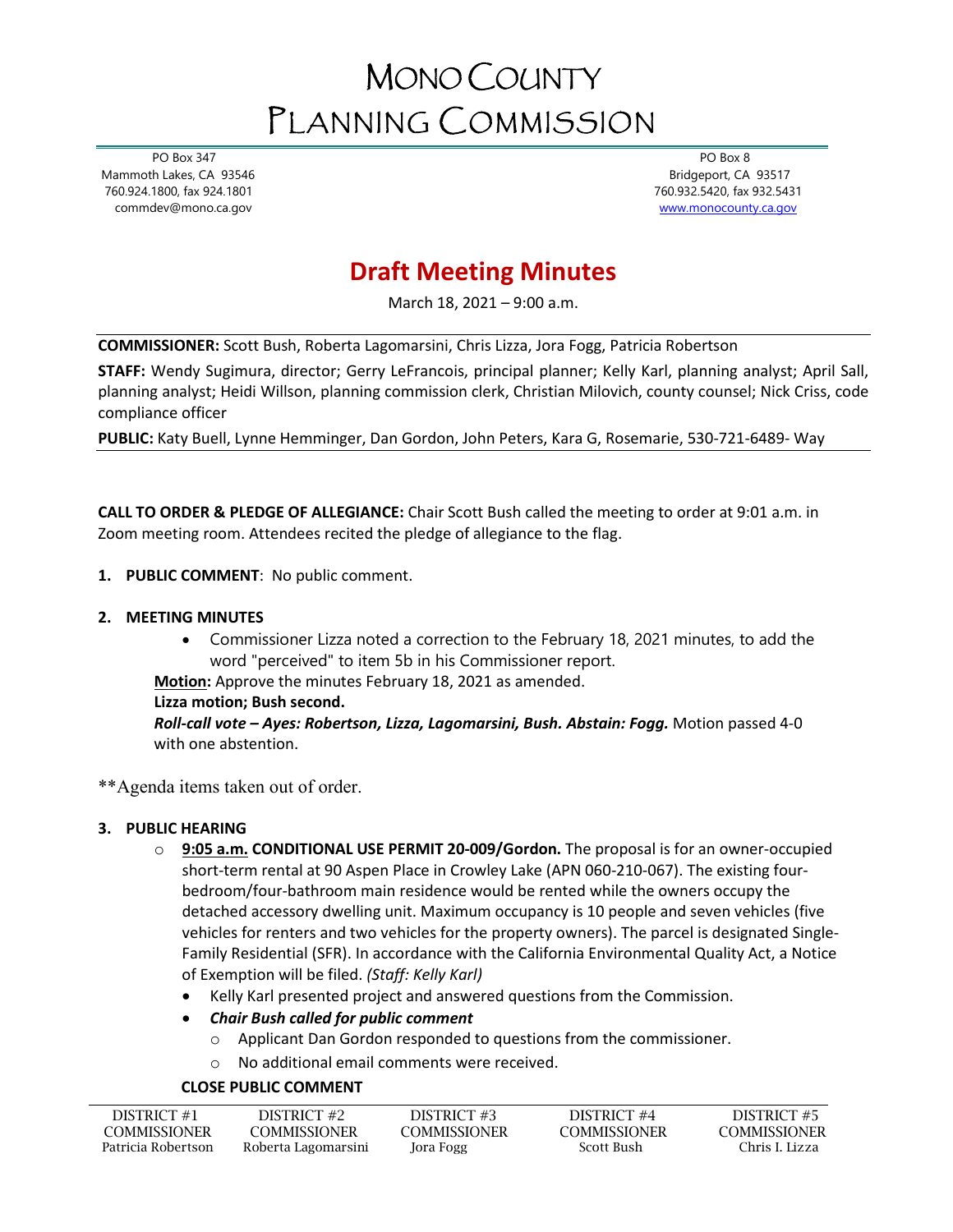# MONO COUNTY PLANNING COMMISSION

PO Box 347
Mammoth Lakes, CA 93546
760.924.1800, fax 924.1801
commdev@mono.ca.gov

PO Box 8
Bridgeport, CA 93517
760.932.5420, fax 932.5431
www.monocounty.ca.gov

## Draft Meeting Minutes

March 18, 2021 – 9:00 a.m.

**COMMISSIONER:** Scott Bush, Roberta Lagomarsini, Chris Lizza, Jora Fogg, Patricia Robertson

**STAFF:** Wendy Sugimura, director; Gerry LeFrancois, principal planner; Kelly Karl, planning analyst; April Sall, planning analyst; Heidi Willson, planning commission clerk, Christian Milovich, county counsel; Nick Criss, code compliance officer

**PUBLIC:** Katy Buell, Lynne Hemminger, Dan Gordon, John Peters, Kara G, Rosemarie, 530-721-6489- Way

**CALL TO ORDER & PLEDGE OF ALLEGIANCE:** Chair Scott Bush called the meeting to order at 9:01 a.m. in Zoom meeting room. Attendees recited the pledge of allegiance to the flag.

1. **PUBLIC COMMENT**: No public comment.

2. **MEETING MINUTES**
   - Commissioner Lizza noted a correction to the February 18, 2021 minutes, to add the word "perceived" to item 5b in his Commissioner report.

   **Motion:** Approve the minutes February 18, 2021 as amended.
   **Lizza motion; Bush second.**
   ***Roll-call vote – Ayes: Robertson, Lizza, Lagomarsini, Bush. Abstain: Fogg.*** Motion passed 4-0 with one abstention.

**Agenda items taken out of order.

3. **PUBLIC HEARING**
   - **9:05 a.m. CONDITIONAL USE PERMIT 20-009/Gordon.** The proposal is for an owner-occupied short-term rental at 90 Aspen Place in Crowley Lake (APN 060-210-067). The existing four-bedroom/four-bathroom main residence would be rented while the owners occupy the detached accessory dwelling unit. Maximum occupancy is 10 people and seven vehicles (five vehicles for renters and two vehicles for the property owners). The parcel is designated Single-Family Residential (SFR). In accordance with the California Environmental Quality Act, a Notice of Exemption will be filed. *(Staff: Kelly Karl)*
     - Kelly Karl presented project and answered questions from the Commission.
     - ***Chair Bush called for public comment***
       - Applicant Dan Gordon responded to questions from the commissioner.
       - No additional email comments were received.

   **CLOSE PUBLIC COMMENT**

| DISTRICT #1 COMMISSIONER | DISTRICT #2 COMMISSIONER | DISTRICT #3 COMMISSIONER | DISTRICT #4 COMMISSIONER | DISTRICT #5 COMMISSIONER |
|---|---|---|---|---|
| Patricia Robertson | Roberta Lagomarsini | Jora Fogg | Scott Bush | Chris I. Lizza |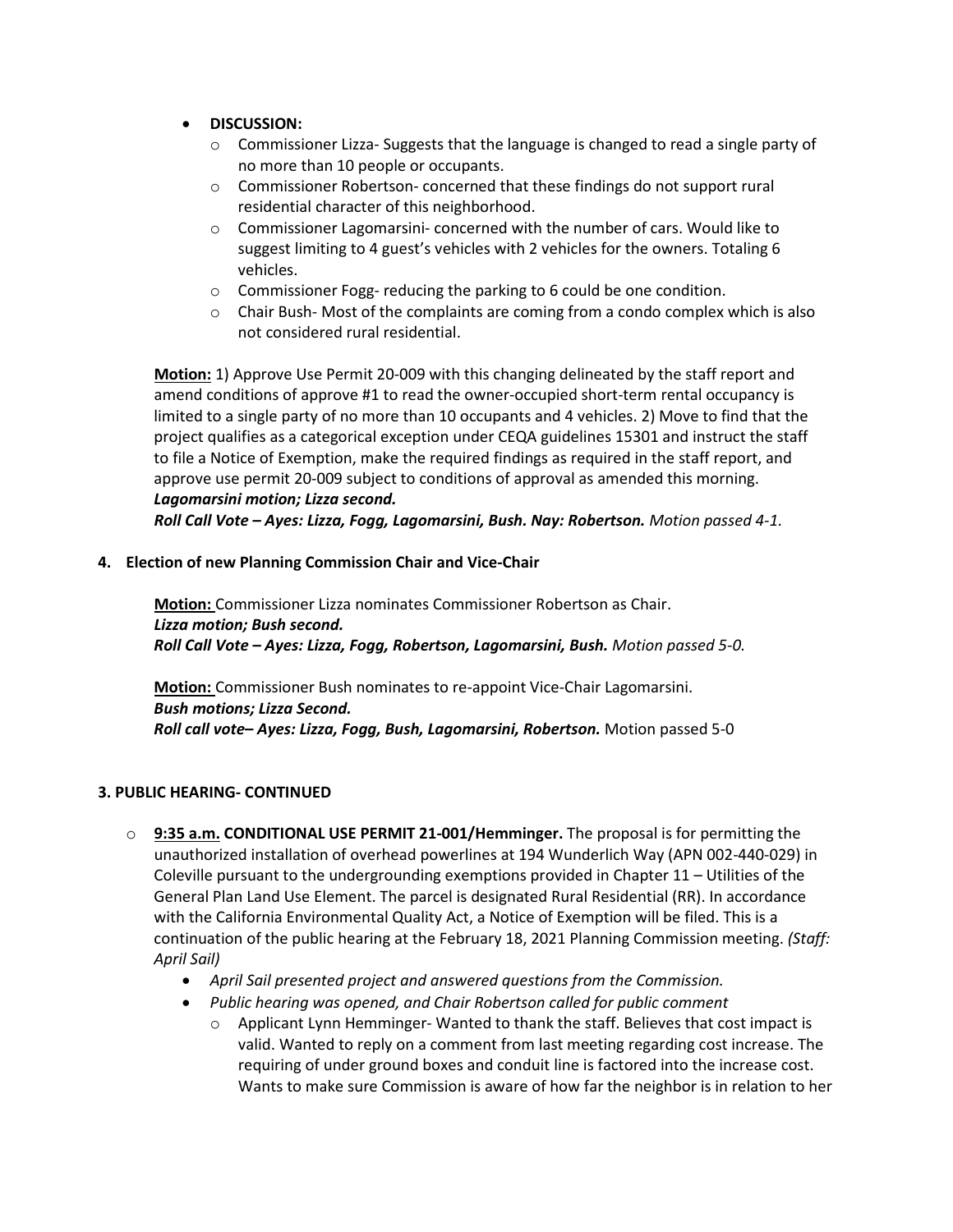- **DISCUSSION:**
  - Commissioner Lizza- Suggests that the language is changed to read a single party of no more than 10 people or occupants.
  - Commissioner Robertson- concerned that these findings do not support rural residential character of this neighborhood.
  - Commissioner Lagomarsini- concerned with the number of cars. Would like to suggest limiting to 4 guest's vehicles with 2 vehicles for the owners. Totaling 6 vehicles.
  - Commissioner Fogg- reducing the parking to 6 could be one condition.
  - Chair Bush- Most of the complaints are coming from a condo complex which is also not considered rural residential.

**Motion:** 1) Approve Use Permit 20-009 with this changing delineated by the staff report and amend conditions of approve #1 to read the owner-occupied short-term rental occupancy is limited to a single party of no more than 10 occupants and 4 vehicles. 2) Move to find that the project qualifies as a categorical exception under CEQA guidelines 15301 and instruct the staff to file a Notice of Exemption, make the required findings as required in the staff report, and approve use permit 20-009 subject to conditions of approval as amended this morning.
***Lagomarsini motion; Lizza second.***
***Roll Call Vote – Ayes: Lizza, Fogg, Lagomarsini, Bush. Nay: Robertson.*** *Motion passed 4-1.*

**4. Election of new Planning Commission Chair and Vice-Chair**

**Motion:** Commissioner Lizza nominates Commissioner Robertson as Chair.
***Lizza motion; Bush second.***
***Roll Call Vote – Ayes: Lizza, Fogg, Robertson, Lagomarsini, Bush.*** *Motion passed 5-0.*

**Motion:** Commissioner Bush nominates to re-appoint Vice-Chair Lagomarsini.
***Bush motions; Lizza Second.***
***Roll call vote– Ayes: Lizza, Fogg, Bush, Lagomarsini, Robertson.*** Motion passed 5-0

**3. PUBLIC HEARING- CONTINUED**

- **9:35 a.m. CONDITIONAL USE PERMIT 21-001/Hemminger.** The proposal is for permitting the unauthorized installation of overhead powerlines at 194 Wunderlich Way (APN 002-440-029) in Coleville pursuant to the undergrounding exemptions provided in Chapter 11 – Utilities of the General Plan Land Use Element. The parcel is designated Rural Residential (RR). In accordance with the California Environmental Quality Act, a Notice of Exemption will be filed. This is a continuation of the public hearing at the February 18, 2021 Planning Commission meeting. *(Staff: April Sail)*
  - *April Sail presented project and answered questions from the Commission.*
  - *Public hearing was opened, and Chair Robertson called for public comment*
    - Applicant Lynn Hemminger- Wanted to thank the staff. Believes that cost impact is valid. Wanted to reply on a comment from last meeting regarding cost increase. The requiring of under ground boxes and conduit line is factored into the increase cost. Wants to make sure Commission is aware of how far the neighbor is in relation to her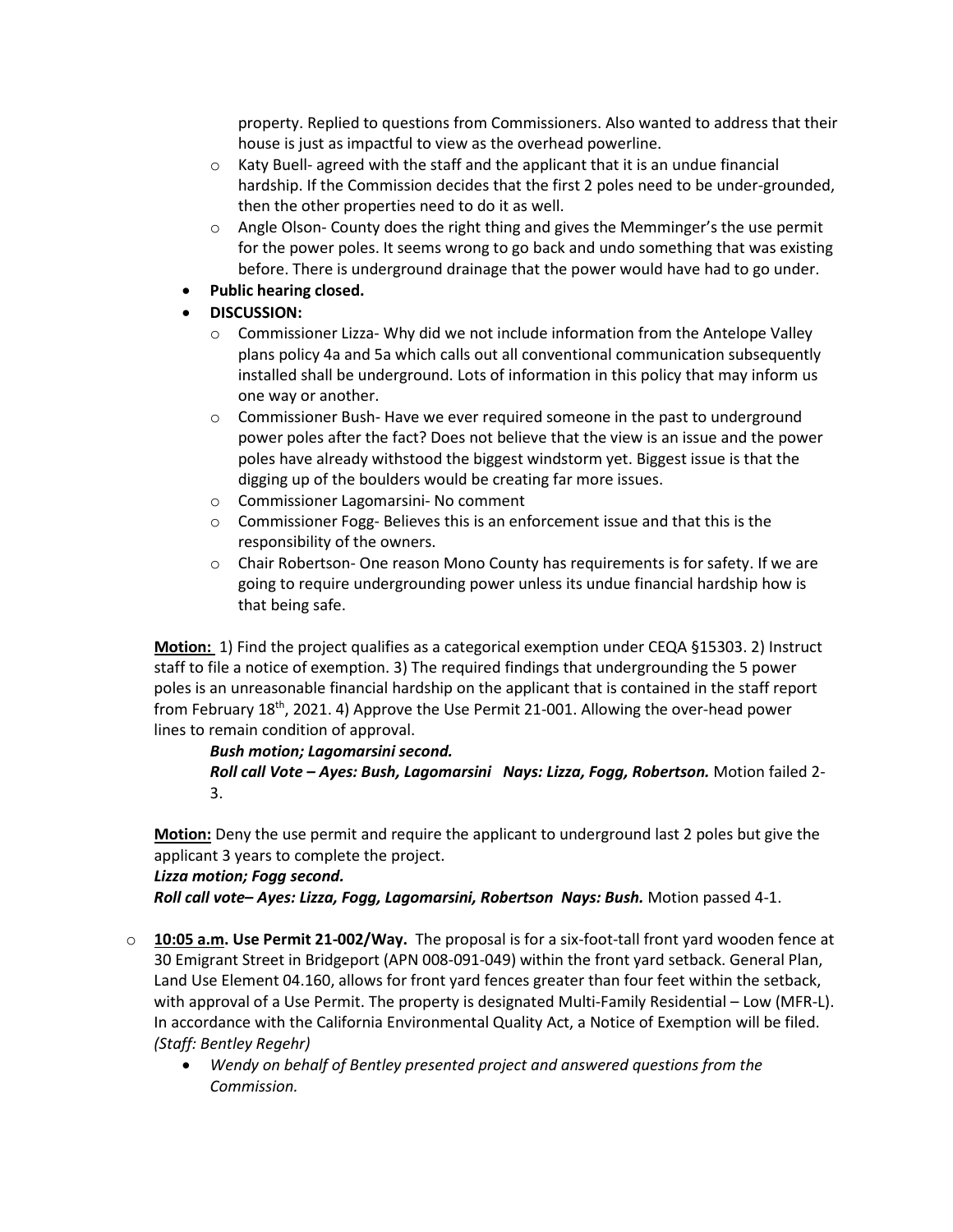property. Replied to questions from Commissioners. Also wanted to address that their house is just as impactful to view as the overhead powerline.

- Katy Buell- agreed with the staff and the applicant that it is an undue financial hardship. If the Commission decides that the first 2 poles need to be under-grounded, then the other properties need to do it as well.
- Angle Olson- County does the right thing and gives the Memminger's the use permit for the power poles. It seems wrong to go back and undo something that was existing before. There is underground drainage that the power would have had to go under.

- **Public hearing closed.**
- **DISCUSSION:**
  - Commissioner Lizza- Why did we not include information from the Antelope Valley plans policy 4a and 5a which calls out all conventional communication subsequently installed shall be underground. Lots of information in this policy that may inform us one way or another.
  - Commissioner Bush- Have we ever required someone in the past to underground power poles after the fact? Does not believe that the view is an issue and the power poles have already withstood the biggest windstorm yet. Biggest issue is that the digging up of the boulders would be creating far more issues.
  - Commissioner Lagomarsini- No comment
  - Commissioner Fogg- Believes this is an enforcement issue and that this is the responsibility of the owners.
  - Chair Robertson- One reason Mono County has requirements is for safety. If we are going to require undergrounding power unless its undue financial hardship how is that being safe.

**Motion:** 1) Find the project qualifies as a categorical exemption under CEQA §15303. 2) Instruct staff to file a notice of exemption. 3) The required findings that undergrounding the 5 power poles is an unreasonable financial hardship on the applicant that is contained in the staff report from February 18th, 2021. 4) Approve the Use Permit 21-001. Allowing the over-head power lines to remain condition of approval.

***Bush motion; Lagomarsini second.***
***Roll call Vote – Ayes: Bush, Lagomarsini Nays: Lizza, Fogg, Robertson.*** Motion failed 2-3.

**Motion:** Deny the use permit and require the applicant to underground last 2 poles but give the applicant 3 years to complete the project.
***Lizza motion; Fogg second.***
***Roll call vote– Ayes: Lizza, Fogg, Lagomarsini, Robertson Nays: Bush.*** Motion passed 4-1.

- **10:05 a.m. Use Permit 21-002/Way.** The proposal is for a six-foot-tall front yard wooden fence at 30 Emigrant Street in Bridgeport (APN 008-091-049) within the front yard setback. General Plan, Land Use Element 04.160, allows for front yard fences greater than four feet within the setback, with approval of a Use Permit. The property is designated Multi-Family Residential – Low (MFR-L). In accordance with the California Environmental Quality Act, a Notice of Exemption will be filed. *(Staff: Bentley Regehr)*
  - *Wendy on behalf of Bentley presented project and answered questions from the Commission.*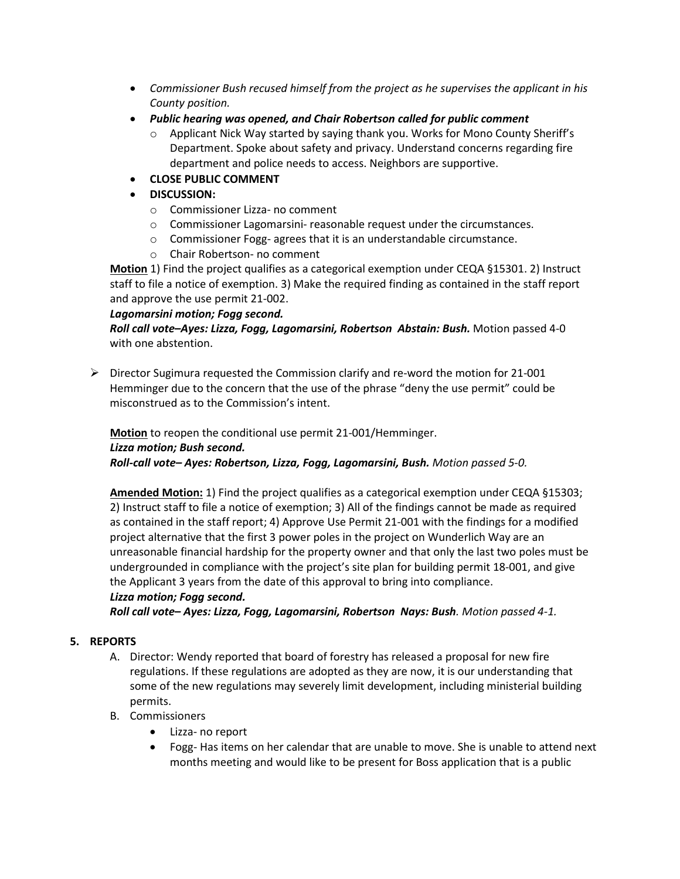- *Commissioner Bush recused himself from the project as he supervises the applicant in his County position.*
- ***Public hearing was opened, and Chair Robertson called for public comment***
  - Applicant Nick Way started by saying thank you. Works for Mono County Sheriff's Department. Spoke about safety and privacy. Understand concerns regarding fire department and police needs to access. Neighbors are supportive.
- **CLOSE PUBLIC COMMENT**
- **DISCUSSION:**
  - Commissioner Lizza- no comment
  - Commissioner Lagomarsini- reasonable request under the circumstances.
  - Commissioner Fogg- agrees that it is an understandable circumstance.
  - Chair Robertson- no comment

**Motion** 1) Find the project qualifies as a categorical exemption under CEQA §15301. 2) Instruct staff to file a notice of exemption. 3) Make the required finding as contained in the staff report and approve the use permit 21-002.

***Lagomarsini motion; Fogg second.***

***Roll call vote–Ayes: Lizza, Fogg, Lagomarsini, Robertson Abstain: Bush.*** Motion passed 4-0 with one abstention.

- Director Sugimura requested the Commission clarify and re-word the motion for 21-001 Hemminger due to the concern that the use of the phrase "deny the use permit" could be misconstrued as to the Commission's intent.

**Motion** to reopen the conditional use permit 21-001/Hemminger.

***Lizza motion; Bush second.***

***Roll-call vote– Ayes: Robertson, Lizza, Fogg, Lagomarsini, Bush.*** *Motion passed 5-0.*

**Amended Motion:** 1) Find the project qualifies as a categorical exemption under CEQA §15303; 2) Instruct staff to file a notice of exemption; 3) All of the findings cannot be made as required as contained in the staff report; 4) Approve Use Permit 21-001 with the findings for a modified project alternative that the first 3 power poles in the project on Wunderlich Way are an unreasonable financial hardship for the property owner and that only the last two poles must be undergrounded in compliance with the project's site plan for building permit 18-001, and give the Applicant 3 years from the date of this approval to bring into compliance.

***Lizza motion; Fogg second.***

***Roll call vote– Ayes: Lizza, Fogg, Lagomarsini, Robertson Nays: Bush.*** *Motion passed 4-1.*

**5. REPORTS**

A. Director: Wendy reported that board of forestry has released a proposal for new fire regulations. If these regulations are adopted as they are now, it is our understanding that some of the new regulations may severely limit development, including ministerial building permits.

B. Commissioners
   - Lizza- no report
   - Fogg- Has items on her calendar that are unable to move. She is unable to attend next months meeting and would like to be present for Boss application that is a public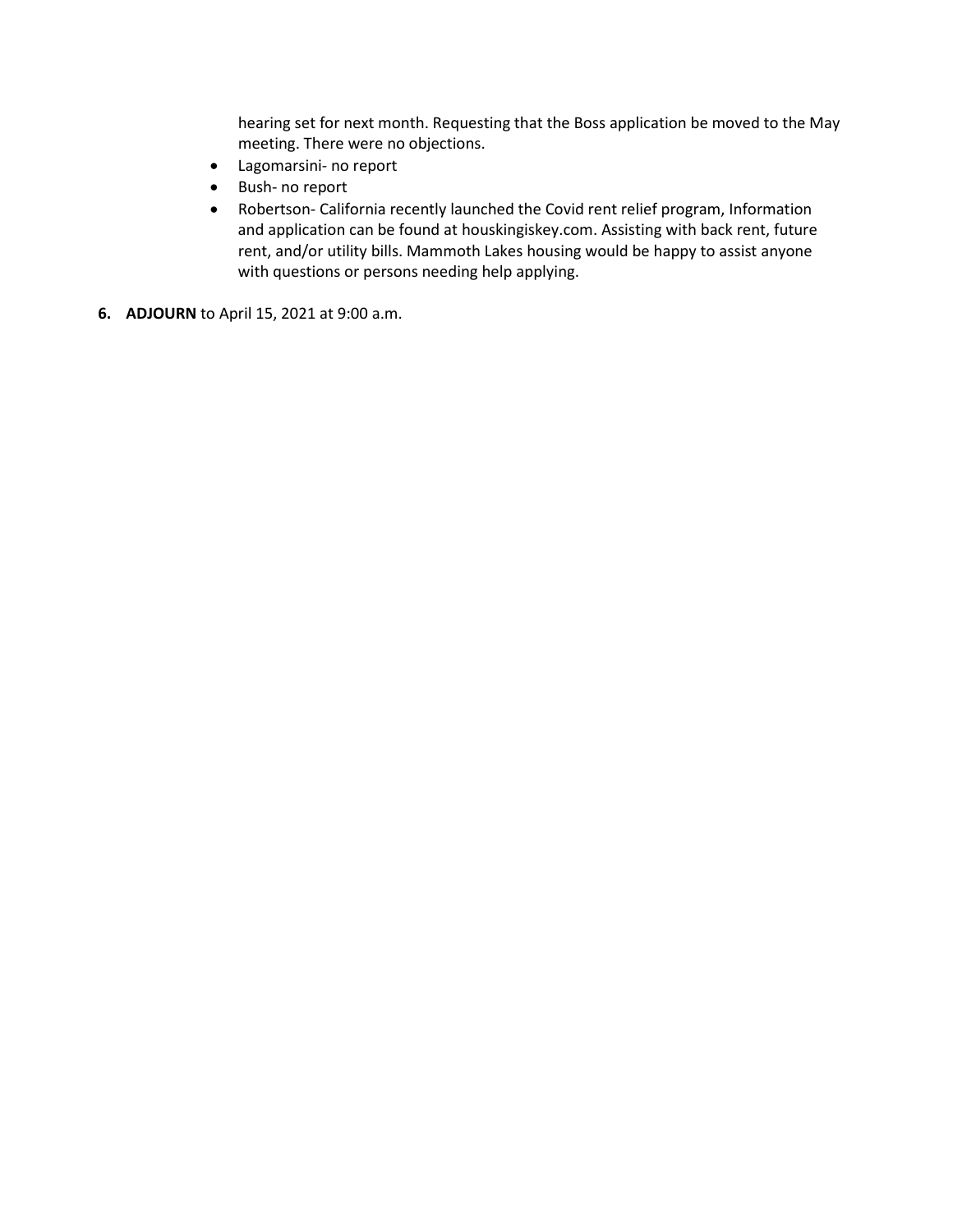hearing set for next month. Requesting that the Boss application be moved to the May meeting. There were no objections.

- Lagomarsini- no report
- Bush- no report
- Robertson- California recently launched the Covid rent relief program, Information and application can be found at houskingiskey.com. Assisting with back rent, future rent, and/or utility bills. Mammoth Lakes housing would be happy to assist anyone with questions or persons needing help applying.

**6. ADJOURN** to April 15, 2021 at 9:00 a.m.